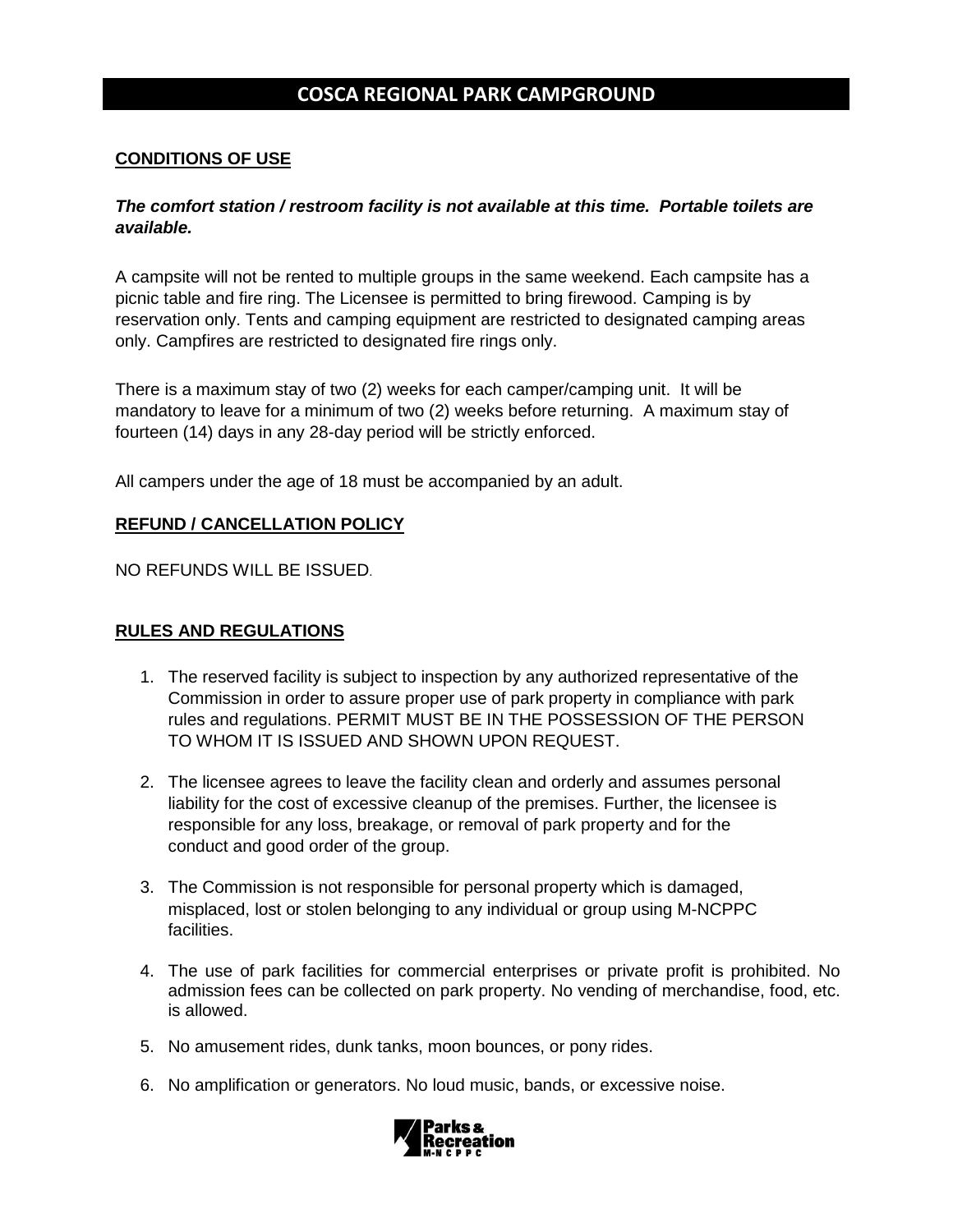# COSCA REGIONAL PARK CAMPGROUND

## CONDITIONS OF USE

***The comfort station / restroom facility is not available at this time. Portable toilets are available.***

A campsite will not be rented to multiple groups in the same weekend. Each campsite has a picnic table and fire ring. The Licensee is permitted to bring firewood. Camping is by reservation only. Tents and camping equipment are restricted to designated camping areas only. Campfires are restricted to designated fire rings only.

There is a maximum stay of two (2) weeks for each camper/camping unit. It will be mandatory to leave for a minimum of two (2) weeks before returning. A maximum stay of fourteen (14) days in any 28-day period will be strictly enforced.

All campers under the age of 18 must be accompanied by an adult.

## REFUND / CANCELLATION POLICY

NO REFUNDS WILL BE ISSUED.

## RULES AND REGULATIONS

1. The reserved facility is subject to inspection by any authorized representative of the Commission in order to assure proper use of park property in compliance with park rules and regulations. PERMIT MUST BE IN THE POSSESSION OF THE PERSON TO WHOM IT IS ISSUED AND SHOWN UPON REQUEST.

2. The licensee agrees to leave the facility clean and orderly and assumes personal liability for the cost of excessive cleanup of the premises. Further, the licensee is responsible for any loss, breakage, or removal of park property and for the conduct and good order of the group.

3. The Commission is not responsible for personal property which is damaged, misplaced, lost or stolen belonging to any individual or group using M-NCPPC facilities.

4. The use of park facilities for commercial enterprises or private profit is prohibited. No admission fees can be collected on park property. No vending of merchandise, food, etc. is allowed.

5. No amusement rides, dunk tanks, moon bounces, or pony rides.

6. No amplification or generators. No loud music, bands, or excessive noise.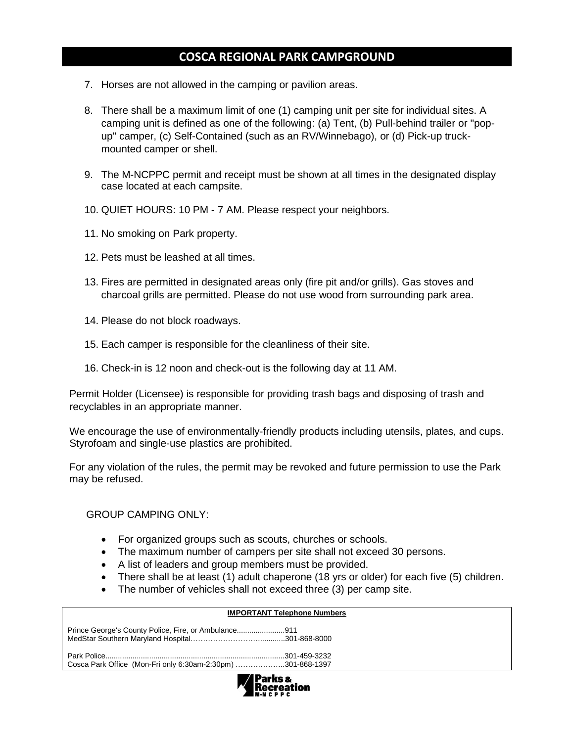# COSCA REGIONAL PARK CAMPGROUND

7. Horses are not allowed in the camping or pavilion areas.
8. There shall be a maximum limit of one (1) camping unit per site for individual sites. A camping unit is defined as one of the following: (a) Tent, (b) Pull-behind trailer or "pop-up" camper, (c) Self-Contained (such as an RV/Winnebago), or (d) Pick-up truck-mounted camper or shell.
9. The M-NCPPC permit and receipt must be shown at all times in the designated display case located at each campsite.
10. QUIET HOURS: 10 PM - 7 AM. Please respect your neighbors.
11. No smoking on Park property.
12. Pets must be leashed at all times.
13. Fires are permitted in designated areas only (fire pit and/or grills). Gas stoves and charcoal grills are permitted. Please do not use wood from surrounding park area.
14. Please do not block roadways.
15. Each camper is responsible for the cleanliness of their site.
16. Check-in is 12 noon and check-out is the following day at 11 AM.

Permit Holder (Licensee) is responsible for providing trash bags and disposing of trash and recyclables in an appropriate manner.

We encourage the use of environmentally-friendly products including utensils, plates, and cups. Styrofoam and single-use plastics are prohibited.

For any violation of the rules, the permit may be revoked and future permission to use the Park may be refused.

GROUP CAMPING ONLY:

- For organized groups such as scouts, churches or schools.
- The maximum number of campers per site shall not exceed 30 persons.
- A list of leaders and group members must be provided.
- There shall be at least (1) adult chaperone (18 yrs or older) for each five (5) children.
- The number of vehicles shall not exceed three (3) per camp site.

**IMPORTANT Telephone Numbers**

Prince George's County Police, Fire, or Ambulance.......................911
MedStar Southern Maryland Hospital…………………………............301-868-8000

Park Police......................................................................................301-459-3232
Cosca Park Office (Mon-Fri only 6:30am-2:30pm) ………………..301-868-1397

Parks & Recreation M-NCPPC